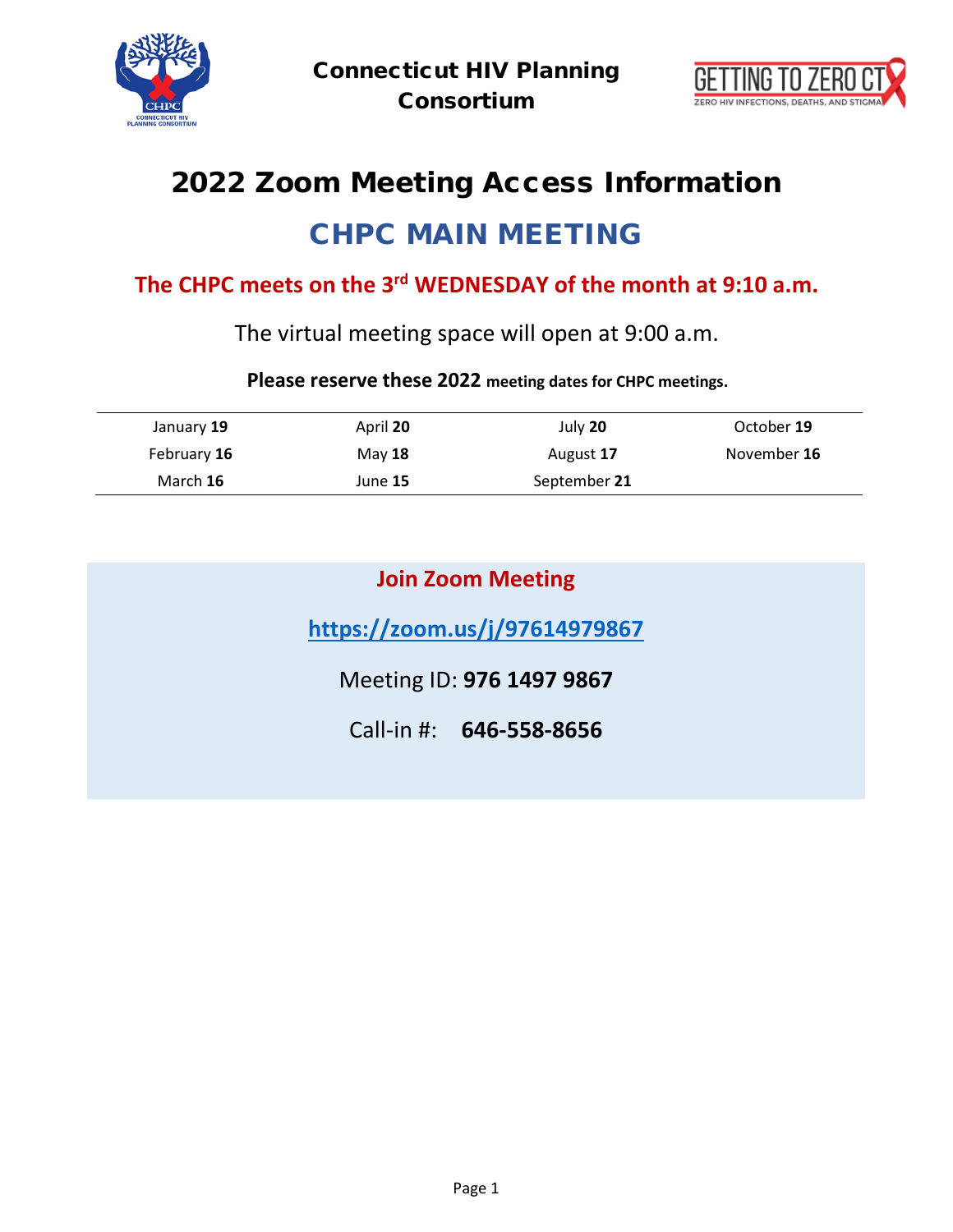Connecticut HIV Planning Consortium

# 2022 Zoom Meeting Access Information

## CHPC MAIN MEETING

**The CHPC meets on the 3rd WEDNESDAY of the month at 9:10 a.m.**

The virtual meeting space will open at 9:00 a.m.

**Please reserve these 2022 meeting dates for CHPC meetings.**

| | | | |
|---|---|---|---|
| January **19** | April **20** | July **20** | October **19** |
| February **16** | May **18** | August **17** | November **16** |
| March **16** | June **15** | September **21** | |

**Join Zoom Meeting**

https://zoom.us/j/97614979867

Meeting ID: **976 1497 9867**

Call-in #: **646-558-8656**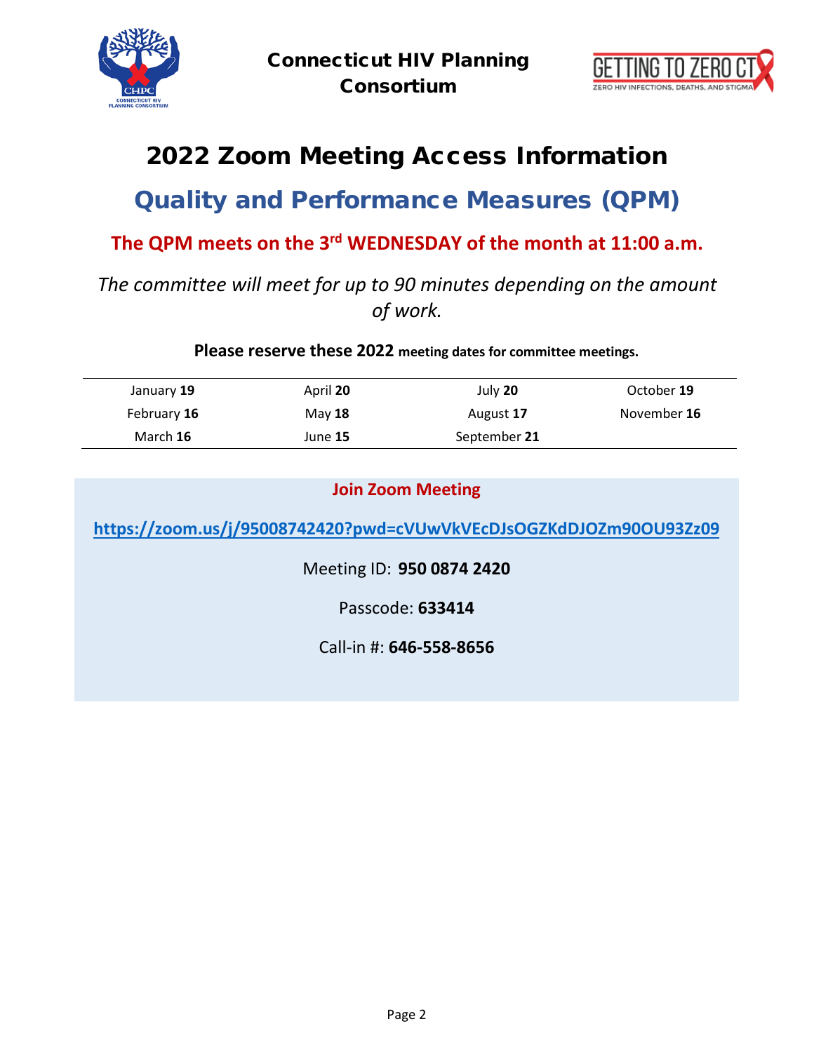**Connecticut HIV Planning Consortium**

# 2022 Zoom Meeting Access Information

## Quality and Performance Measures (QPM)

### The QPM meets on the 3rd WEDNESDAY of the month at 11:00 a.m.

*The committee will meet for up to 90 minutes depending on the amount of work.*

**Please reserve these 2022 meeting dates for committee meetings.**

| | | | |
|---|---|---|---|
| January **19** | April **20** | July **20** | October **19** |
| February **16** | May **18** | August **17** | November **16** |
| March **16** | June **15** | September **21** | |

**Join Zoom Meeting**

**https://zoom.us/j/95008742420?pwd=cVUwVkVEcDJsOGZKdDJOZm90OU93Zz09**

Meeting ID: **950 0874 2420**

Passcode: **633414**

Call-in #: **646-558-8656**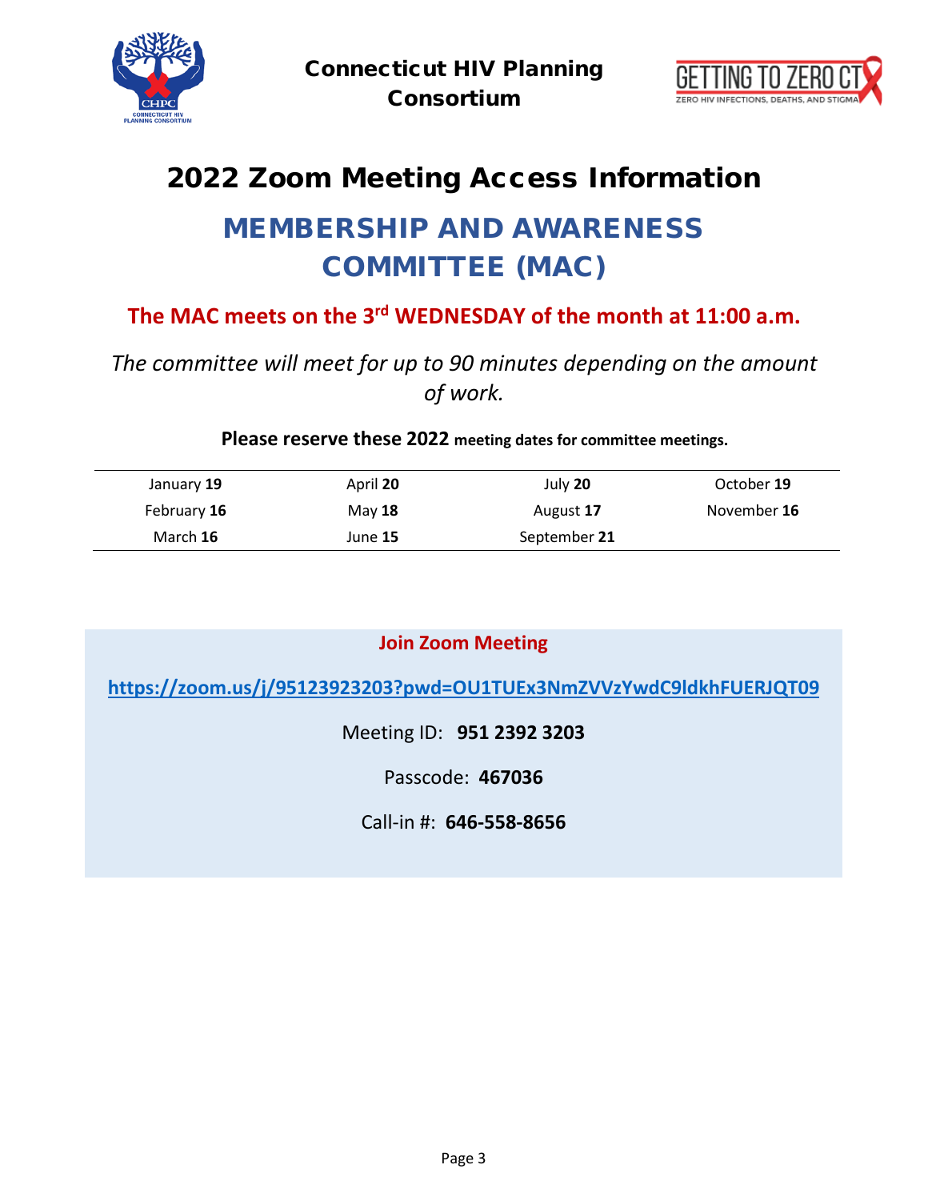Connecticut HIV Planning Consortium

# 2022 Zoom Meeting Access Information

## MEMBERSHIP AND AWARENESS COMMITTEE (MAC)

**The MAC meets on the 3rd WEDNESDAY of the month at 11:00 a.m.**

*The committee will meet for up to 90 minutes depending on the amount of work.*

**Please reserve these 2022 meeting dates for committee meetings.**

| | | | |
|---|---|---|---|
| January **19** | April **20** | July **20** | October **19** |
| February **16** | May **18** | August **17** | November **16** |
| March **16** | June **15** | September **21** | |

**Join Zoom Meeting**

**https://zoom.us/j/95123923203?pwd=OU1TUEx3NmZVVzYwdC9ldkhFUERJQT09**

Meeting ID: **951 2392 3203**

Passcode: **467036**

Call-in #: **646-558-8656**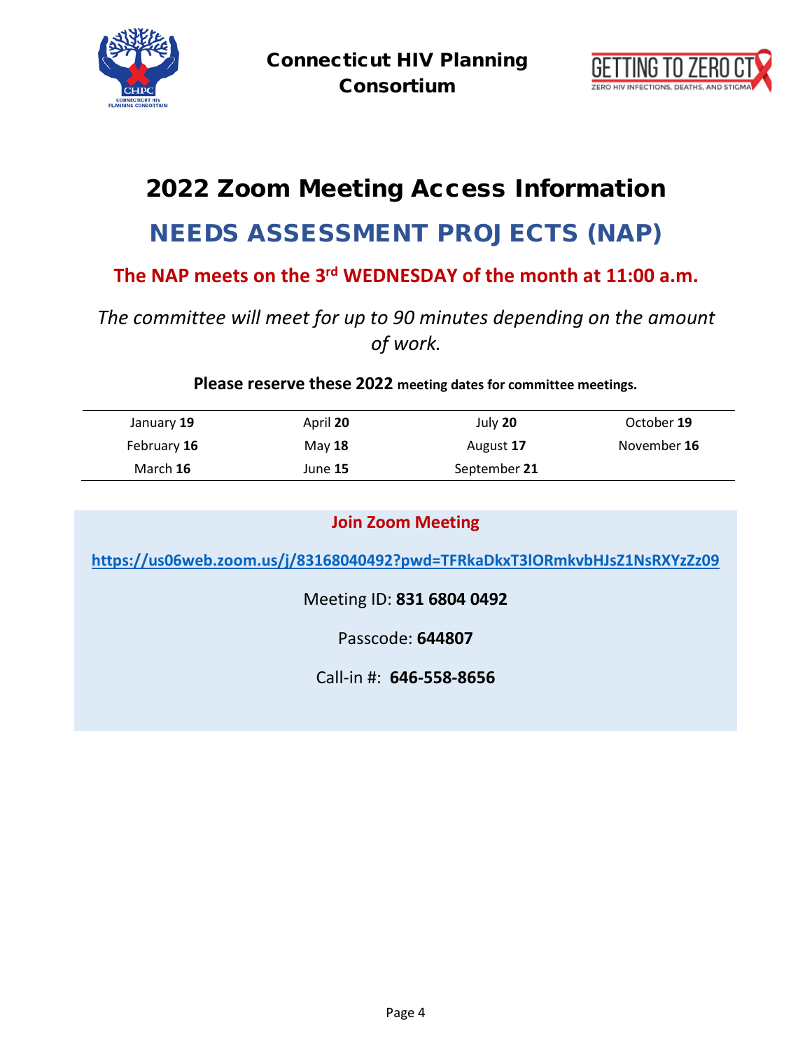**Connecticut HIV Planning Consortium**

# 2022 Zoom Meeting Access Information

## NEEDS ASSESSMENT PROJECTS (NAP)

**The NAP meets on the 3rd WEDNESDAY of the month at 11:00 a.m.**

*The committee will meet for up to 90 minutes depending on the amount of work.*

**Please reserve these 2022 meeting dates for committee meetings.**

| | | | |
|---|---|---|---|
| January **19** | April **20** | July **20** | October **19** |
| February **16** | May **18** | August **17** | November **16** |
| March **16** | June **15** | September **21** | |

**Join Zoom Meeting**

**https://us06web.zoom.us/j/83168040492?pwd=TFRkaDkxT3lORmkvbHJsZ1NsRXYzZz09**

Meeting ID: **831 6804 0492**

Passcode: **644807**

Call-in #: **646-558-8656**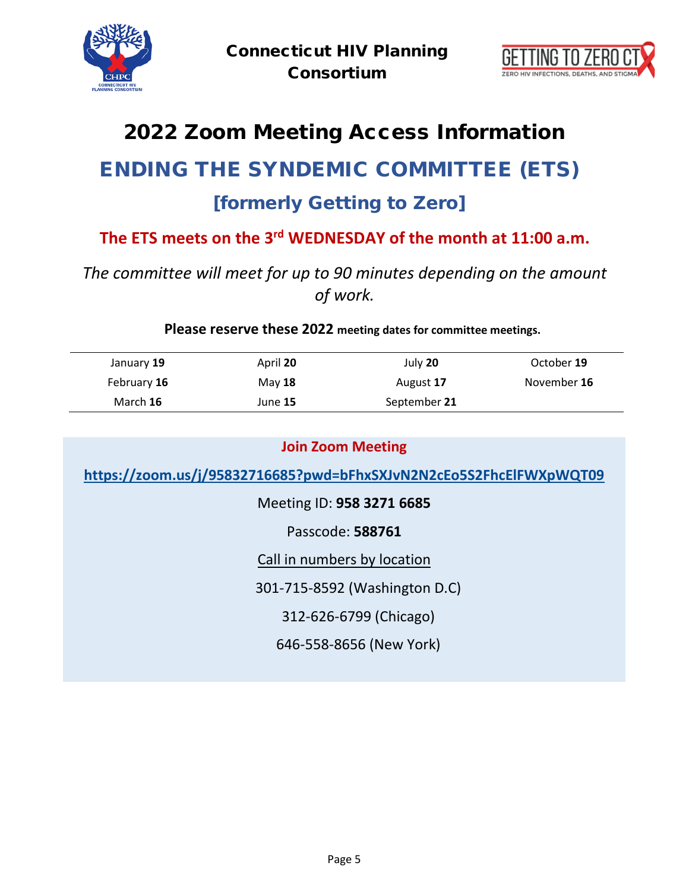**Connecticut HIV Planning Consortium**

# 2022 Zoom Meeting Access Information

## ENDING THE SYNDEMIC COMMITTEE (ETS)

### [formerly Getting to Zero]

**The ETS meets on the 3rd WEDNESDAY of the month at 11:00 a.m.**

*The committee will meet for up to 90 minutes depending on the amount of work.*

**Please reserve these 2022 meeting dates for committee meetings.**

| | | | |
|---|---|---|---|
| January **19** | April **20** | July **20** | October **19** |
| February **16** | May **18** | August **17** | November **16** |
| March **16** | June **15** | September **21** | |

**Join Zoom Meeting**

**https://zoom.us/j/95832716685?pwd=bFhxSXJvN2N2cEo5S2FhcElFWXpWQT09**

Meeting ID: **958 3271 6685**

Passcode: **588761**

Call in numbers by location

301-715-8592 (Washington D.C)

312-626-6799 (Chicago)

646-558-8656 (New York)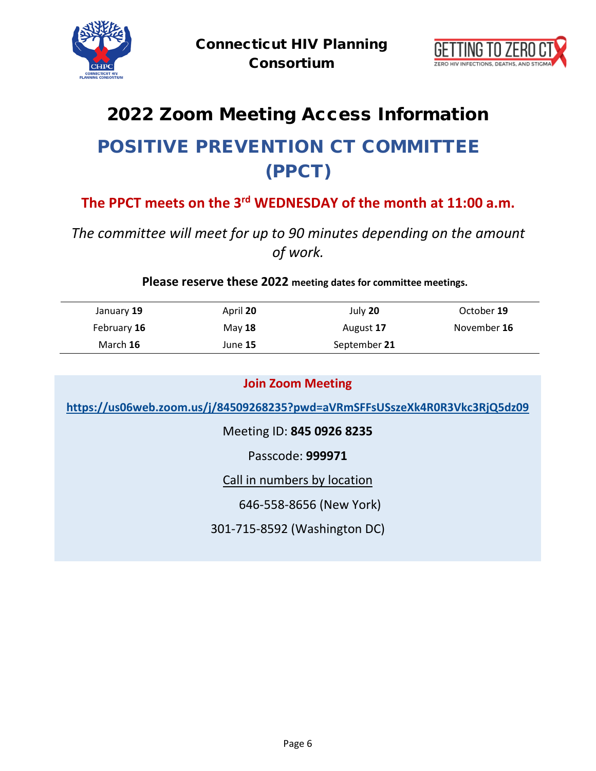Connecticut HIV Planning Consortium

# 2022 Zoom Meeting Access Information

## POSITIVE PREVENTION CT COMMITTEE (PPCT)

**The PPCT meets on the 3rd WEDNESDAY of the month at 11:00 a.m.**

*The committee will meet for up to 90 minutes depending on the amount of work.*

**Please reserve these 2022 meeting dates for committee meetings.**

| | | | |
|---|---|---|---|
| January **19** | April **20** | July **20** | October **19** |
| February **16** | May **18** | August **17** | November **16** |
| March **16** | June **15** | September **21** | |

**Join Zoom Meeting**

**https://us06web.zoom.us/j/84509268235?pwd=aVRmSFFsUSszeXk4R0R3Vkc3RjQ5dz09**

Meeting ID: **845 0926 8235**

Passcode: **999971**

Call in numbers by location

646-558-8656 (New York)

301-715-8592 (Washington DC)